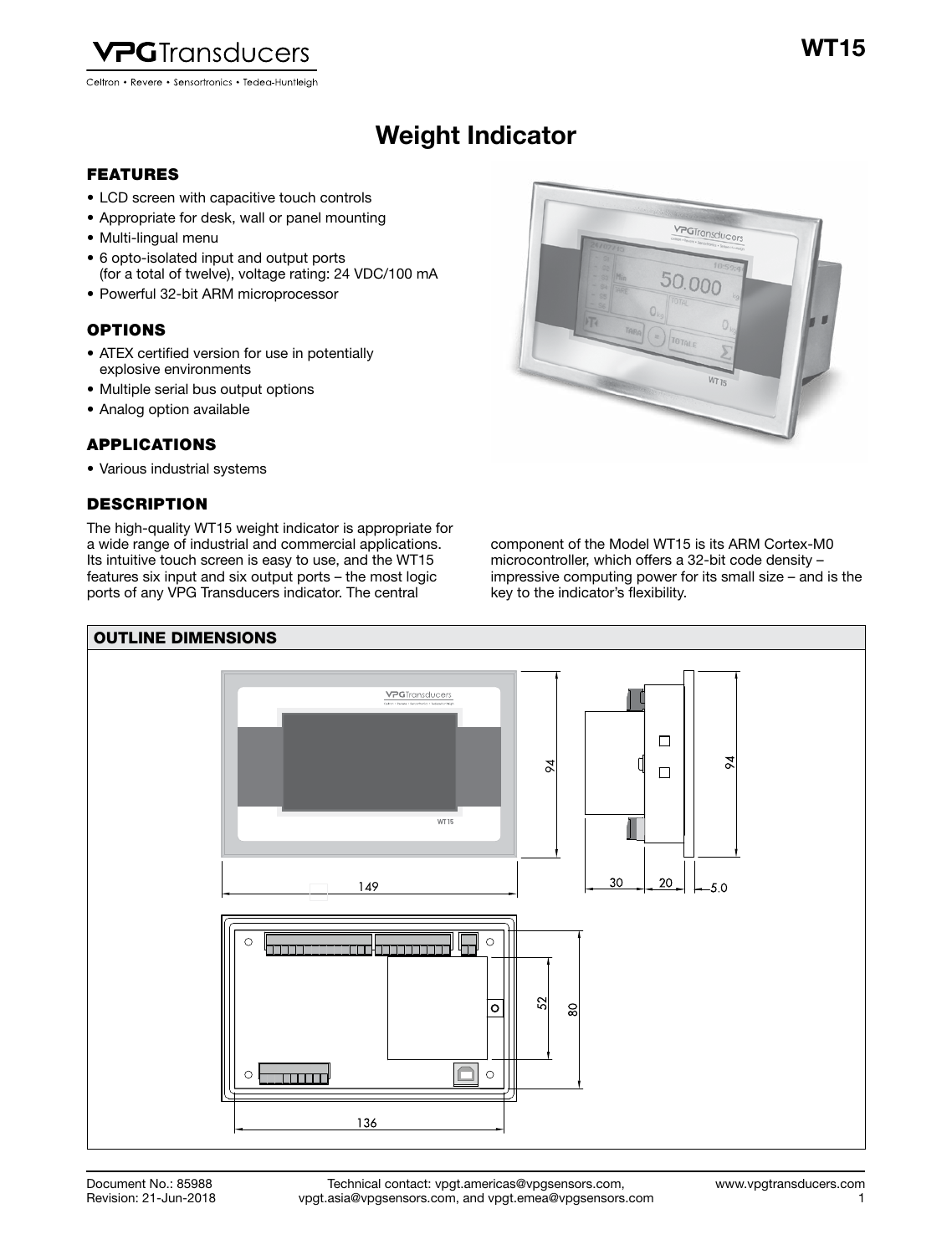# Weight Indicator

## FEATURES

- LCD screen with capacitive touch controls
- Appropriate for desk, wall or panel mounting
- Multi-lingual menu
- 6 opto-isolated input and output ports (for a total of twelve), voltage rating: 24 VDC/100 mA
- Powerful 32-bit ARM microprocessor

## OPTIONS

- ATEX certified version for use in potentially explosive environments
- Multiple serial bus output options
- Analog option available

## APPLICATIONS

- Various industrial systems

## DESCRIPTION

The high-quality WT15 weight indicator is appropriate for a wide range of industrial and commercial applications. Its intuitive touch screen is easy to use, and the WT15 features six input and six output ports – the most logic ports of any VPG Transducers indicator. The central component of the Model WT15 is its ARM Cortex-M0 microcontroller, which offers a 32-bit code density – impressive computing power for its small size – and is the key to the indicator's flexibility.

## OUTLINE DIMENSIONS

149, 94, 30, 20, 5.0, 94, 52, 80, 136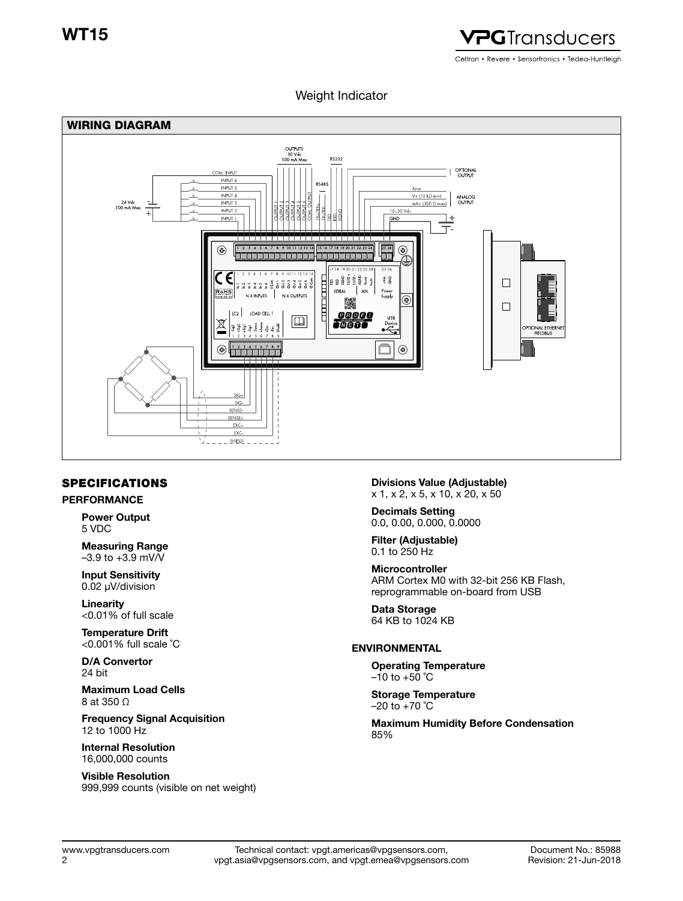# Weight Indicator

## WIRING DIAGRAM

## SPECIFICATIONS

### PERFORMANCE

**Power Output**
5 VDC

**Measuring Range**
–3.9 to +3.9 mV/V

**Input Sensitivity**
0.02 μV/division

**Linearity**
<0.01% of full scale

**Temperature Drift**
<0.001% full scale ˚C

**D/A Convertor**
24 bit

**Maximum Load Cells**
8 at 350 Ω

**Frequency Signal Acquisition**
12 to 1000 Hz

**Internal Resolution**
16,000,000 counts

**Visible Resolution**
999,999 counts (visible on net weight)

**Divisions Value (Adjustable)**
x 1, x 2, x 5, x 10, x 20, x 50

**Decimals Setting**
0.0, 0.00, 0.000, 0.0000

**Filter (Adjustable)**
0.1 to 250 Hz

**Microcontroller**
ARM Cortex M0 with 32-bit 256 KB Flash, reprogrammable on-board from USB

**Data Storage**
64 KB to 1024 KB

### ENVIRONMENTAL

**Operating Temperature**
–10 to +50 ˚C

**Storage Temperature**
–20 to +70 ˚C

**Maximum Humidity Before Condensation**
85%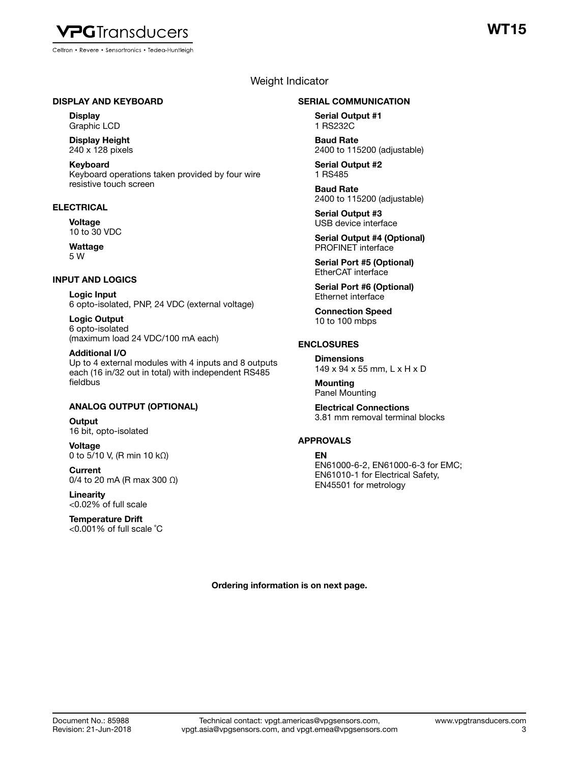# WT15

## Weight Indicator

### DISPLAY AND KEYBOARD

**Display**
Graphic LCD

**Display Height**
240 x 128 pixels

**Keyboard**
Keyboard operations taken provided by four wire resistive touch screen

### ELECTRICAL

**Voltage**
10 to 30 VDC

**Wattage**
5 W

### INPUT AND LOGICS

**Logic Input**
6 opto-isolated, PNP, 24 VDC (external voltage)

**Logic Output**
6 opto-isolated
(maximum load 24 VDC/100 mA each)

**Additional I/O**
Up to 4 external modules with 4 inputs and 8 outputs each (16 in/32 out in total) with independent RS485 fieldbus

### ANALOG OUTPUT (OPTIONAL)

**Output**
16 bit, opto-isolated

**Voltage**
0 to 5/10 V, (R min 10 kΩ)

**Current**
0/4 to 20 mA (R max 300 Ω)

**Linearity**
<0.02% of full scale

**Temperature Drift**
<0.001% of full scale ˚C

### SERIAL COMMUNICATION

**Serial Output #1**
1 RS232C

**Baud Rate**
2400 to 115200 (adjustable)

**Serial Output #2**
1 RS485

**Baud Rate**
2400 to 115200 (adjustable)

**Serial Output #3**
USB device interface

**Serial Output #4 (Optional)**
PROFINET interface

**Serial Port #5 (Optional)**
EtherCAT interface

**Serial Port #6 (Optional)**
Ethernet interface

**Connection Speed**
10 to 100 mbps

### ENCLOSURES

**Dimensions**
149 x 94 x 55 mm, L x H x D

**Mounting**
Panel Mounting

**Electrical Connections**
3.81 mm removal terminal blocks

### APPROVALS

**EN**
EN61000-6-2, EN61000-6-3 for EMC;
EN61010-1 for Electrical Safety,
EN45501 for metrology

**Ordering information is on next page.**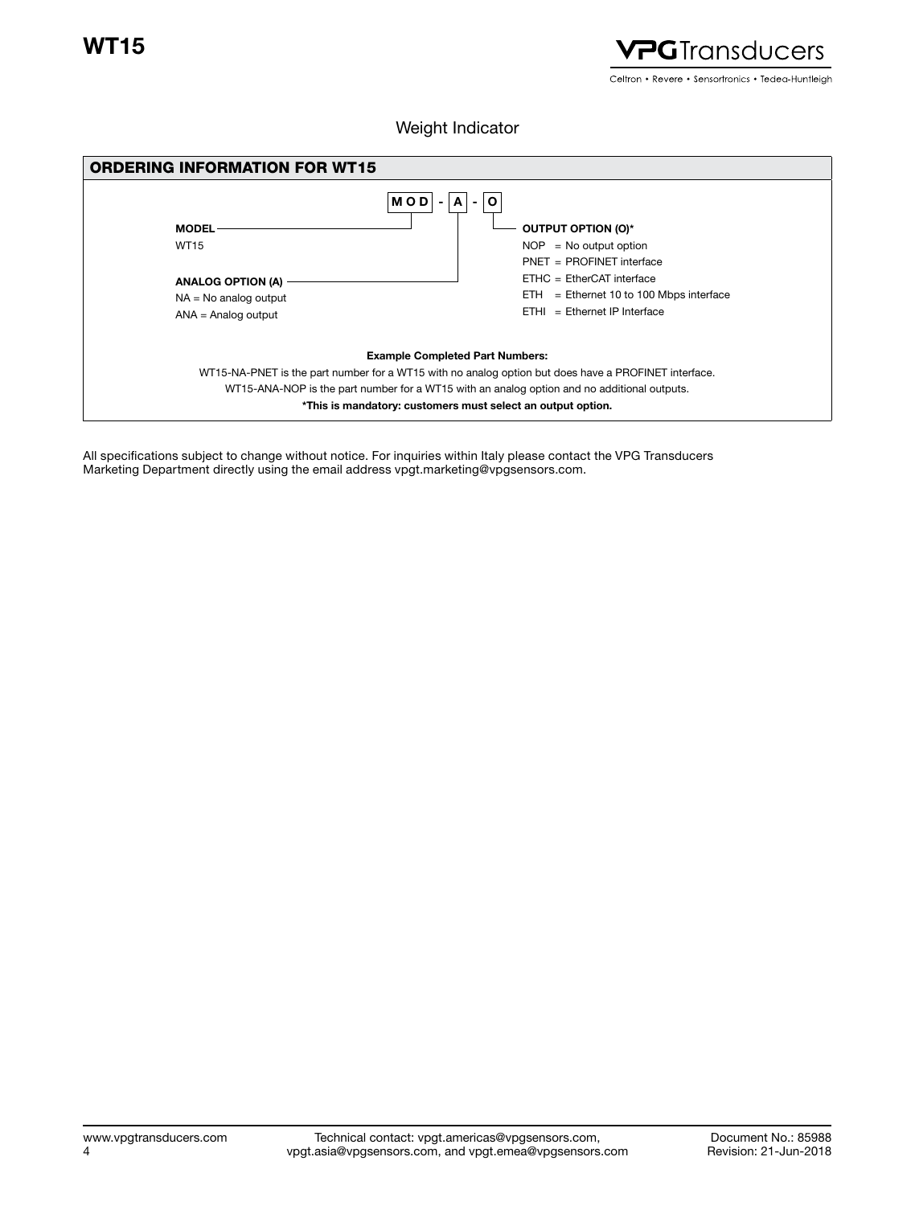Weight Indicator

## ORDERING INFORMATION FOR WT15

**M O D - A - O**

**MODEL**
WT15

**ANALOG OPTION (A)**
NA = No analog output
ANA = Analog output

**OUTPUT OPTION (O)***
NOP = No output option
PNET = PROFINET interface
ETHC = EtherCAT interface
ETH = Ethernet 10 to 100 Mbps interface
ETHI = Ethernet IP Interface

**Example Completed Part Numbers:**

WT15-NA-PNET is the part number for a WT15 with no analog option but does have a PROFINET interface.

WT15-ANA-NOP is the part number for a WT15 with an analog option and no additional outputs.

***This is mandatory: customers must select an output option.**

All specifications subject to change without notice. For inquiries within Italy please contact the VPG Transducers Marketing Department directly using the email address vpgt.marketing@vpgsensors.com.

Technical contact: vpgt.americas@vpgsensors.com, vpgt.asia@vpgsensors.com, and vpgt.emea@vpgsensors.com

Document No.: 85988
Revision: 21-Jun-2018